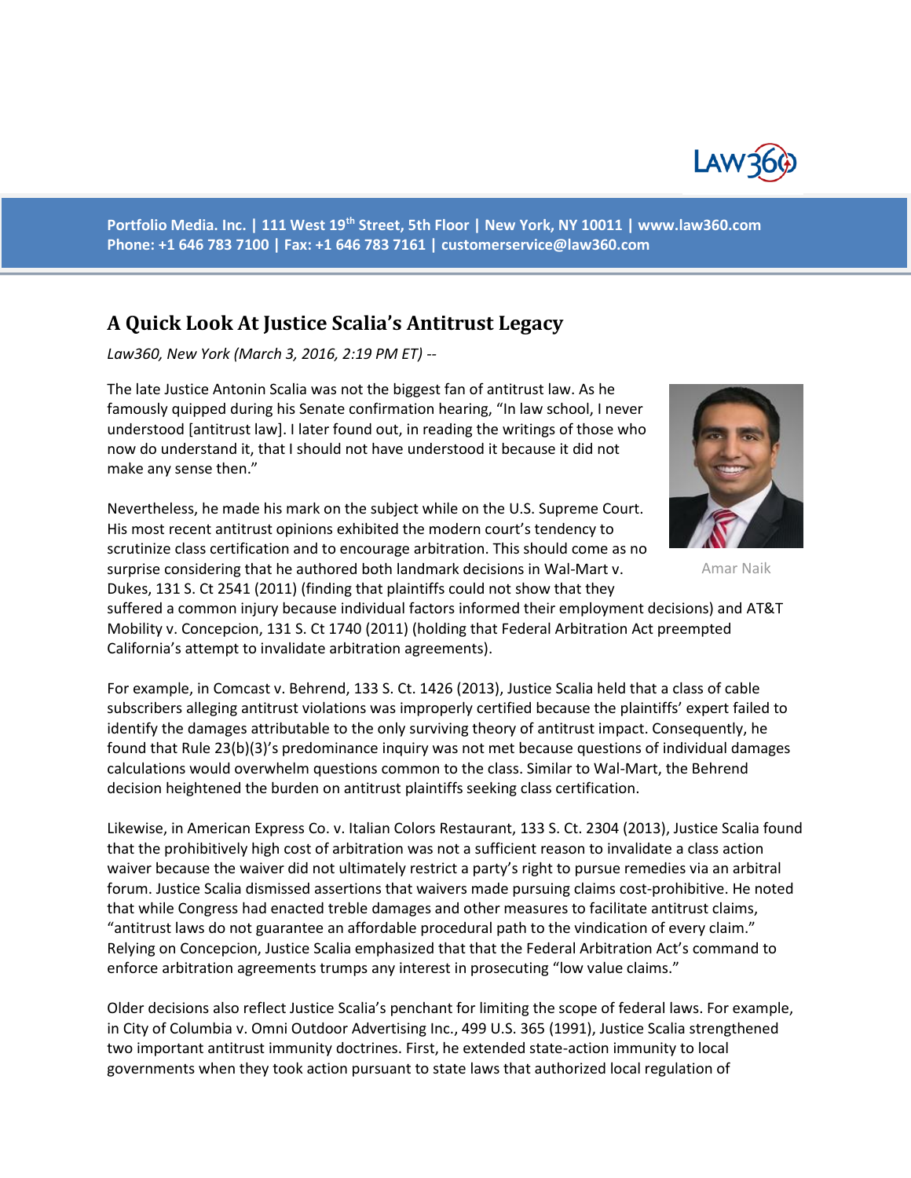Portfolio Media. Inc. | 111 West 19th Street, 5th Floor | New York, NY 10011 | www.law360.com
Phone: +1 646 783 7100 | Fax: +1 646 783 7161 | customerservice@law360.com

# A Quick Look At Justice Scalia's Antitrust Legacy

*Law360, New York (March 3, 2016, 2:19 PM ET) --*

The late Justice Antonin Scalia was not the biggest fan of antitrust law. As he famously quipped during his Senate confirmation hearing, "In law school, I never understood [antitrust law]. I later found out, in reading the writings of those who now do understand it, that I should not have understood it because it did not make any sense then."

Amar Naik

Nevertheless, he made his mark on the subject while on the U.S. Supreme Court. His most recent antitrust opinions exhibited the modern court's tendency to scrutinize class certification and to encourage arbitration. This should come as no surprise considering that he authored both landmark decisions in Wal-Mart v. Dukes, 131 S. Ct 2541 (2011) (finding that plaintiffs could not show that they suffered a common injury because individual factors informed their employment decisions) and AT&T Mobility v. Concepcion, 131 S. Ct 1740 (2011) (holding that Federal Arbitration Act preempted California's attempt to invalidate arbitration agreements).

For example, in Comcast v. Behrend, 133 S. Ct. 1426 (2013), Justice Scalia held that a class of cable subscribers alleging antitrust violations was improperly certified because the plaintiffs' expert failed to identify the damages attributable to the only surviving theory of antitrust impact. Consequently, he found that Rule 23(b)(3)'s predominance inquiry was not met because questions of individual damages calculations would overwhelm questions common to the class. Similar to Wal-Mart, the Behrend decision heightened the burden on antitrust plaintiffs seeking class certification.

Likewise, in American Express Co. v. Italian Colors Restaurant, 133 S. Ct. 2304 (2013), Justice Scalia found that the prohibitively high cost of arbitration was not a sufficient reason to invalidate a class action waiver because the waiver did not ultimately restrict a party's right to pursue remedies via an arbitral forum. Justice Scalia dismissed assertions that waivers made pursuing claims cost-prohibitive. He noted that while Congress had enacted treble damages and other measures to facilitate antitrust claims, "antitrust laws do not guarantee an affordable procedural path to the vindication of every claim." Relying on Concepcion, Justice Scalia emphasized that that the Federal Arbitration Act's command to enforce arbitration agreements trumps any interest in prosecuting "low value claims."

Older decisions also reflect Justice Scalia's penchant for limiting the scope of federal laws. For example, in City of Columbia v. Omni Outdoor Advertising Inc., 499 U.S. 365 (1991), Justice Scalia strengthened two important antitrust immunity doctrines. First, he extended state-action immunity to local governments when they took action pursuant to state laws that authorized local regulation of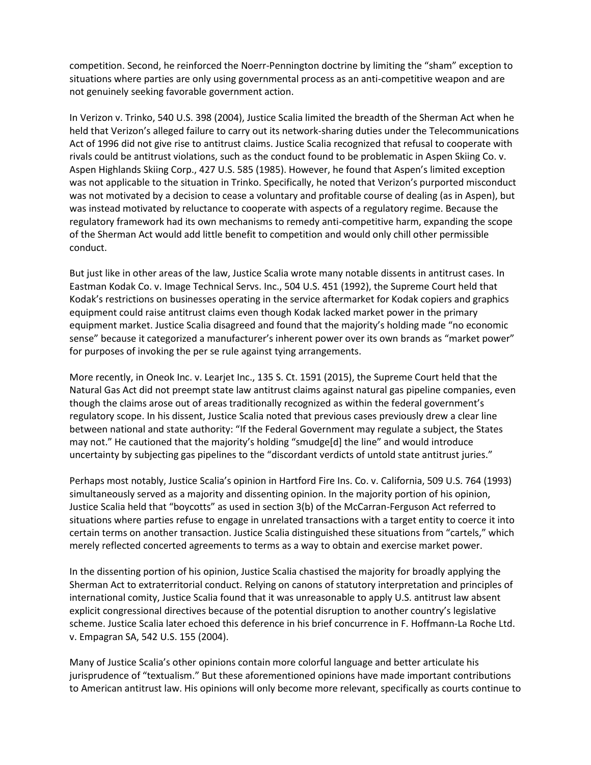competition. Second, he reinforced the Noerr-Pennington doctrine by limiting the "sham" exception to situations where parties are only using governmental process as an anti-competitive weapon and are not genuinely seeking favorable government action.

In Verizon v. Trinko, 540 U.S. 398 (2004), Justice Scalia limited the breadth of the Sherman Act when he held that Verizon's alleged failure to carry out its network-sharing duties under the Telecommunications Act of 1996 did not give rise to antitrust claims. Justice Scalia recognized that refusal to cooperate with rivals could be antitrust violations, such as the conduct found to be problematic in Aspen Skiing Co. v. Aspen Highlands Skiing Corp., 427 U.S. 585 (1985). However, he found that Aspen's limited exception was not applicable to the situation in Trinko. Specifically, he noted that Verizon's purported misconduct was not motivated by a decision to cease a voluntary and profitable course of dealing (as in Aspen), but was instead motivated by reluctance to cooperate with aspects of a regulatory regime. Because the regulatory framework had its own mechanisms to remedy anti-competitive harm, expanding the scope of the Sherman Act would add little benefit to competition and would only chill other permissible conduct.

But just like in other areas of the law, Justice Scalia wrote many notable dissents in antitrust cases. In Eastman Kodak Co. v. Image Technical Servs. Inc., 504 U.S. 451 (1992), the Supreme Court held that Kodak's restrictions on businesses operating in the service aftermarket for Kodak copiers and graphics equipment could raise antitrust claims even though Kodak lacked market power in the primary equipment market. Justice Scalia disagreed and found that the majority's holding made "no economic sense" because it categorized a manufacturer's inherent power over its own brands as "market power" for purposes of invoking the per se rule against tying arrangements.

More recently, in Oneok Inc. v. Learjet Inc., 135 S. Ct. 1591 (2015), the Supreme Court held that the Natural Gas Act did not preempt state law antitrust claims against natural gas pipeline companies, even though the claims arose out of areas traditionally recognized as within the federal government's regulatory scope. In his dissent, Justice Scalia noted that previous cases previously drew a clear line between national and state authority: "If the Federal Government may regulate a subject, the States may not." He cautioned that the majority's holding "smudge[d] the line" and would introduce uncertainty by subjecting gas pipelines to the "discordant verdicts of untold state antitrust juries."

Perhaps most notably, Justice Scalia's opinion in Hartford Fire Ins. Co. v. California, 509 U.S. 764 (1993) simultaneously served as a majority and dissenting opinion. In the majority portion of his opinion, Justice Scalia held that "boycotts" as used in section 3(b) of the McCarran-Ferguson Act referred to situations where parties refuse to engage in unrelated transactions with a target entity to coerce it into certain terms on another transaction. Justice Scalia distinguished these situations from "cartels," which merely reflected concerted agreements to terms as a way to obtain and exercise market power.

In the dissenting portion of his opinion, Justice Scalia chastised the majority for broadly applying the Sherman Act to extraterritorial conduct. Relying on canons of statutory interpretation and principles of international comity, Justice Scalia found that it was unreasonable to apply U.S. antitrust law absent explicit congressional directives because of the potential disruption to another country's legislative scheme. Justice Scalia later echoed this deference in his brief concurrence in F. Hoffmann-La Roche Ltd. v. Empagran SA, 542 U.S. 155 (2004).

Many of Justice Scalia's other opinions contain more colorful language and better articulate his jurisprudence of "textualism." But these aforementioned opinions have made important contributions to American antitrust law. His opinions will only become more relevant, specifically as courts continue to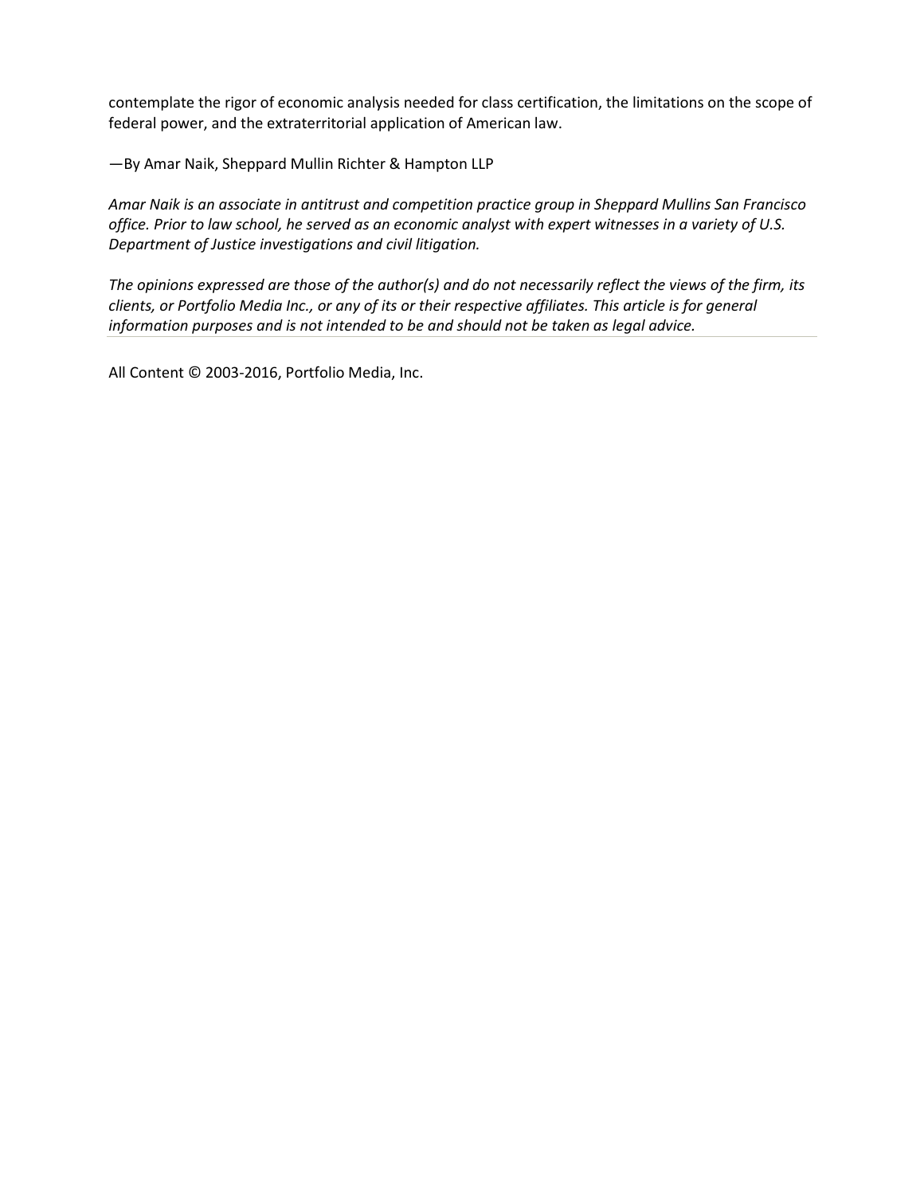contemplate the rigor of economic analysis needed for class certification, the limitations on the scope of federal power, and the extraterritorial application of American law.

—By Amar Naik, Sheppard Mullin Richter & Hampton LLP

*Amar Naik is an associate in antitrust and competition practice group in Sheppard Mullins San Francisco office. Prior to law school, he served as an economic analyst with expert witnesses in a variety of U.S. Department of Justice investigations and civil litigation.*

*The opinions expressed are those of the author(s) and do not necessarily reflect the views of the firm, its clients, or Portfolio Media Inc., or any of its or their respective affiliates. This article is for general information purposes and is not intended to be and should not be taken as legal advice.*

---

All Content © 2003-2016, Portfolio Media, Inc.